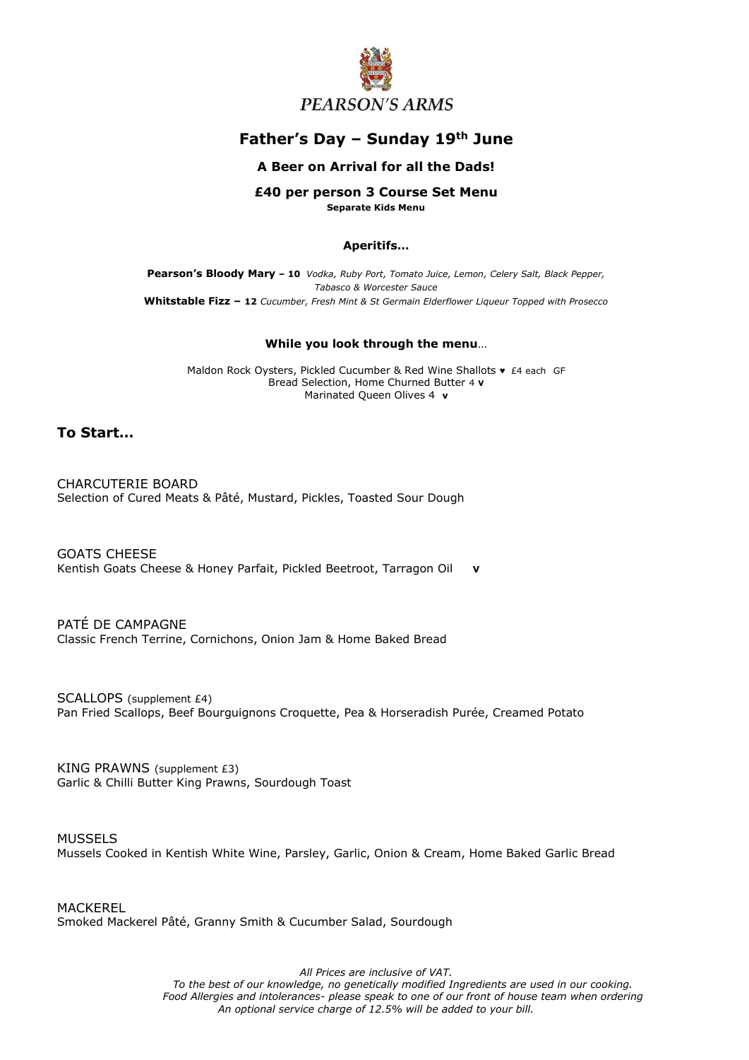# PEARSON'S ARMS

## Father's Day – Sunday 19th June

**A Beer on Arrival for all the Dads!**

**£40 per person 3 Course Set Menu**

**Separate Kids Menu**

### Aperitifs…

**Pearson's Bloody Mary – 10** *Vodka, Ruby Port, Tomato Juice, Lemon, Celery Salt, Black Pepper, Tabasco & Worcester Sauce*

**Whitstable Fizz – 12** *Cucumber, Fresh Mint & St Germain Elderflower Liqueur Topped with Prosecco*

### While you look through the menu…

Maldon Rock Oysters, Pickled Cucumber & Red Wine Shallots ♥ £4 each GF

Bread Selection, Home Churned Butter 4 **v**

Marinated Queen Olives 4 **v**

## To Start…

CHARCUTERIE BOARD
Selection of Cured Meats & Pâté, Mustard, Pickles, Toasted Sour Dough

GOATS CHEESE
Kentish Goats Cheese & Honey Parfait, Pickled Beetroot, Tarragon Oil **v**

PATÉ DE CAMPAGNE
Classic French Terrine, Cornichons, Onion Jam & Home Baked Bread

SCALLOPS (supplement £4)
Pan Fried Scallops, Beef Bourguignons Croquette, Pea & Horseradish Purée, Creamed Potato

KING PRAWNS (supplement £3)
Garlic & Chilli Butter King Prawns, Sourdough Toast

MUSSELS
Mussels Cooked in Kentish White Wine, Parsley, Garlic, Onion & Cream, Home Baked Garlic Bread

MACKEREL
Smoked Mackerel Pâté, Granny Smith & Cucumber Salad, Sourdough

*All Prices are inclusive of VAT.*
*To the best of our knowledge, no genetically modified Ingredients are used in our cooking.*
*Food Allergies and intolerances- please speak to one of our front of house team when ordering*
*An optional service charge of 12.5% will be added to your bill.*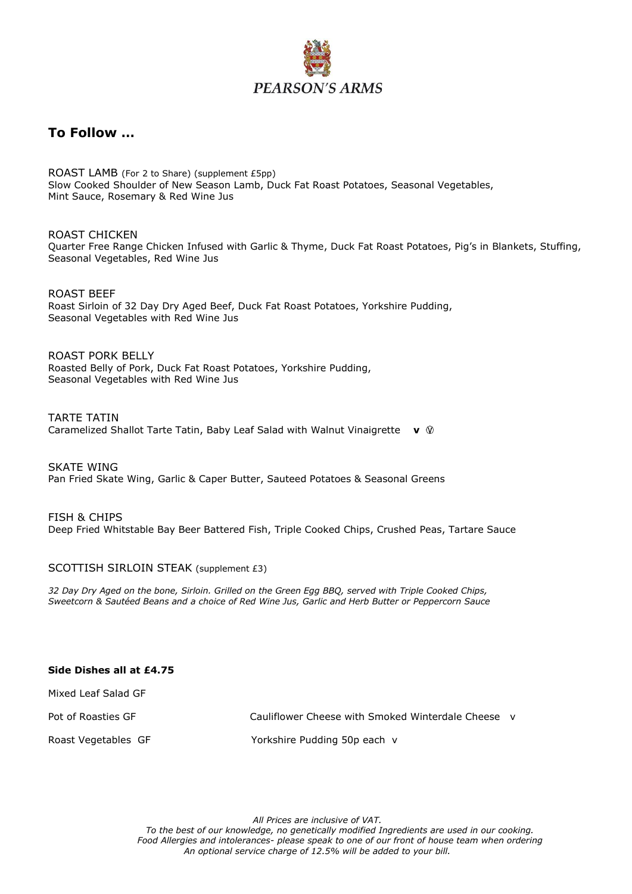PEARSON'S ARMS

## To Follow …

ROAST LAMB (For 2 to Share) (supplement £5pp)
Slow Cooked Shoulder of New Season Lamb, Duck Fat Roast Potatoes, Seasonal Vegetables, Mint Sauce, Rosemary & Red Wine Jus

ROAST CHICKEN
Quarter Free Range Chicken Infused with Garlic & Thyme, Duck Fat Roast Potatoes, Pig's in Blankets, Stuffing, Seasonal Vegetables, Red Wine Jus

ROAST BEEF
Roast Sirloin of 32 Day Dry Aged Beef, Duck Fat Roast Potatoes, Yorkshire Pudding, Seasonal Vegetables with Red Wine Jus

ROAST PORK BELLY
Roasted Belly of Pork, Duck Fat Roast Potatoes, Yorkshire Pudding, Seasonal Vegetables with Red Wine Jus

TARTE TATIN
Caramelized Shallot Tarte Tatin, Baby Leaf Salad with Walnut Vinaigrette **v** Ⓥ

SKATE WING
Pan Fried Skate Wing, Garlic & Caper Butter, Sauteed Potatoes & Seasonal Greens

FISH & CHIPS
Deep Fried Whitstable Bay Beer Battered Fish, Triple Cooked Chips, Crushed Peas, Tartare Sauce

SCOTTISH SIRLOIN STEAK (supplement £3)

*32 Day Dry Aged on the bone, Sirloin. Grilled on the Green Egg BBQ, served with Triple Cooked Chips, Sweetcorn & Sautéed Beans and a choice of Red Wine Jus, Garlic and Herb Butter or Peppercorn Sauce*

**Side Dishes all at £4.75**

Mixed Leaf Salad GF

Pot of Roasties GF

Roast Vegetables GF

Cauliflower Cheese with Smoked Winterdale Cheese v

Yorkshire Pudding 50p each v

*All Prices are inclusive of VAT.*
*To the best of our knowledge, no genetically modified Ingredients are used in our cooking.*
*Food Allergies and intolerances- please speak to one of our front of house team when ordering*
*An optional service charge of 12.5% will be added to your bill.*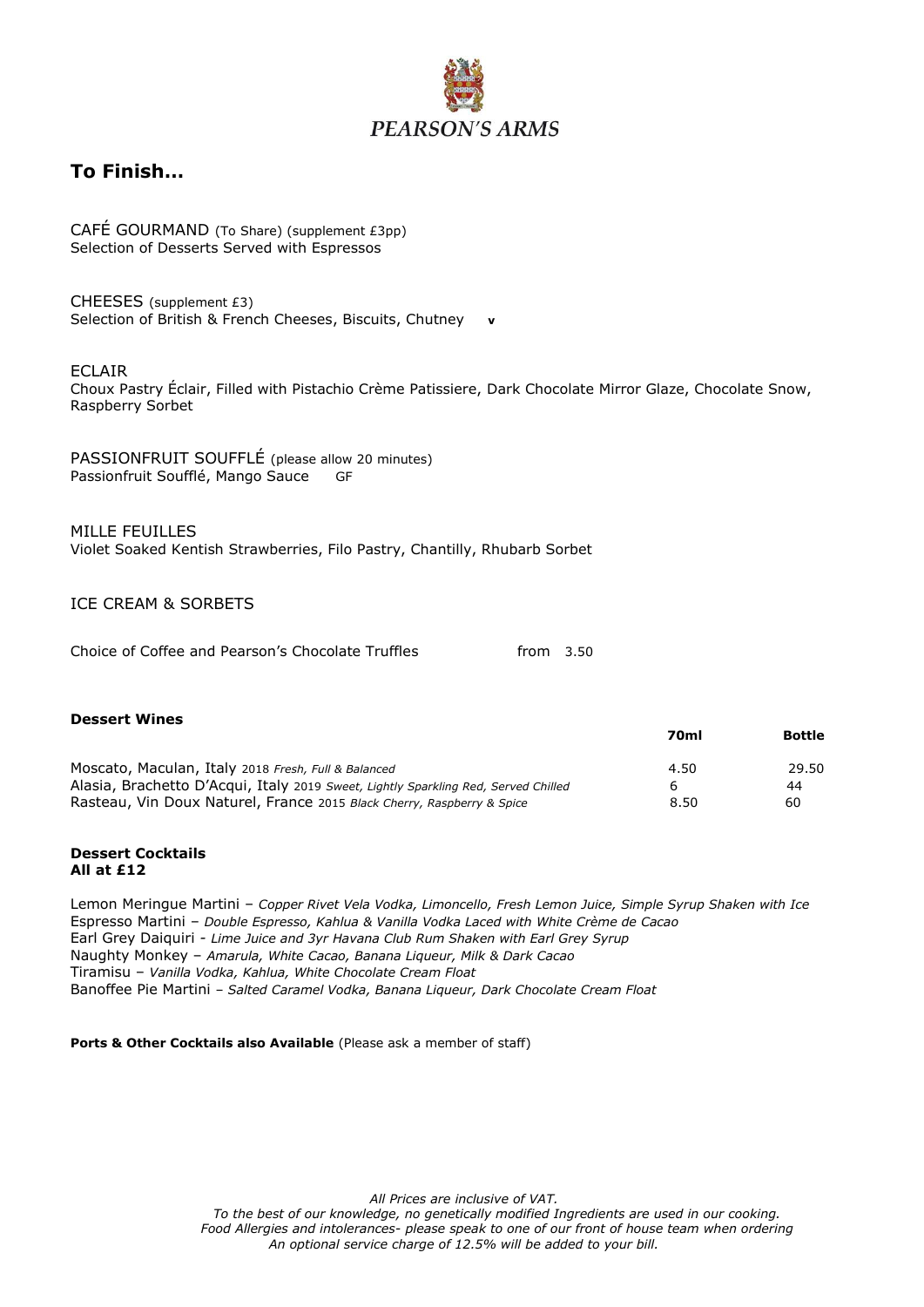PEARSON'S ARMS

## To Finish…

CAFÉ GOURMAND (To Share) (supplement £3pp)
Selection of Desserts Served with Espressos

CHEESES (supplement £3)
Selection of British & French Cheeses, Biscuits, Chutney **v**

ECLAIR
Choux Pastry Éclair, Filled with Pistachio Crème Patissiere, Dark Chocolate Mirror Glaze, Chocolate Snow, Raspberry Sorbet

PASSIONFRUIT SOUFFLÉ (please allow 20 minutes)
Passionfruit Soufflé, Mango Sauce GF

MILLE FEUILLES
Violet Soaked Kentish Strawberries, Filo Pastry, Chantilly, Rhubarb Sorbet

ICE CREAM & SORBETS

Choice of Coffee and Pearson's Chocolate Truffles from 3.50

**Dessert Wines**

| | 70ml | Bottle |
|---|---|---|
| Moscato, Maculan, Italy 2018 *Fresh, Full & Balanced* | 4.50 | 29.50 |
| Alasia, Brachetto D'Acqui, Italy 2019 *Sweet, Lightly Sparkling Red, Served Chilled* | 6 | 44 |
| Rasteau, Vin Doux Naturel, France 2015 *Black Cherry, Raspberry & Spice* | 8.50 | 60 |

**Dessert Cocktails**
**All at £12**

Lemon Meringue Martini – *Copper Rivet Vela Vodka, Limoncello, Fresh Lemon Juice, Simple Syrup Shaken with Ice*
Espresso Martini – *Double Espresso, Kahlua & Vanilla Vodka Laced with White Crème de Cacao*
Earl Grey Daiquiri - *Lime Juice and 3yr Havana Club Rum Shaken with Earl Grey Syrup*
Naughty Monkey – *Amarula, White Cacao, Banana Liqueur, Milk & Dark Cacao*
Tiramisu – *Vanilla Vodka, Kahlua, White Chocolate Cream Float*
Banoffee Pie Martini – *Salted Caramel Vodka, Banana Liqueur, Dark Chocolate Cream Float*

**Ports & Other Cocktails also Available** (Please ask a member of staff)

*All Prices are inclusive of VAT.*
*To the best of our knowledge, no genetically modified Ingredients are used in our cooking.*
*Food Allergies and intolerances- please speak to one of our front of house team when ordering*
*An optional service charge of 12.5% will be added to your bill.*